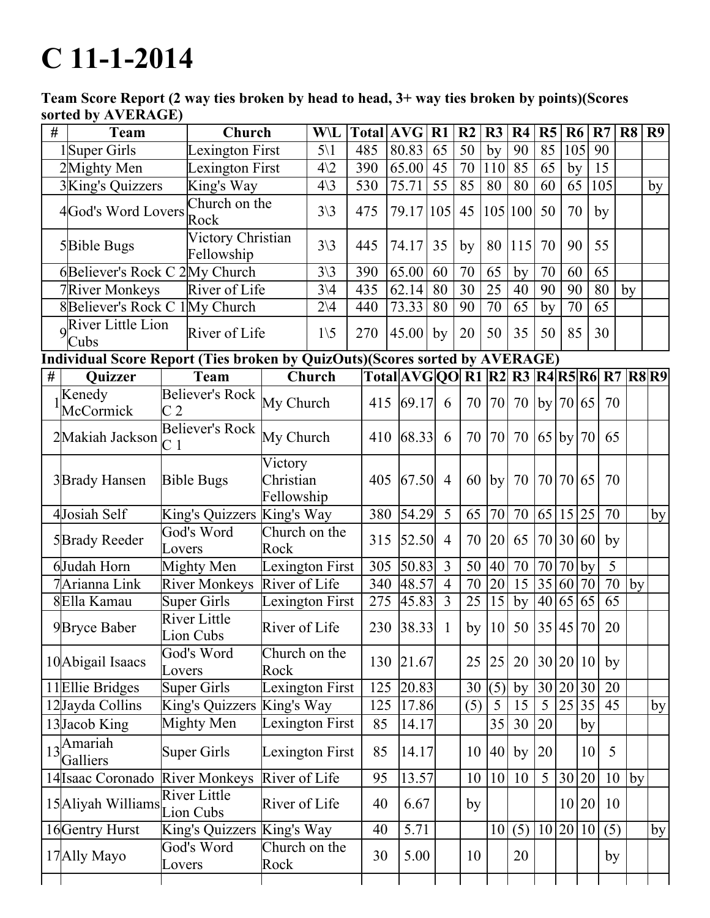# C 11-1-2014

**Team Score Report (2 way ties broken by head to head, 3+ way ties broken by points)(Scores sorted by AVERAGE)**

| # | Team | Church | W\L | Total | AVG | R1 | R2 | R3 | R4 | R5 | R6 | R7 | R8 | R9 |
|---|---|---|---|---|---|---|---|---|---|---|---|---|---|---|
| 1 | Super Girls | Lexington First | 5\1 | 485 | 80.83 | 65 | 50 | by | 90 | 85 | 105 | 90 | | |
| 2 | Mighty Men | Lexington First | 4\2 | 390 | 65.00 | 45 | 70 | 110 | 85 | 65 | by | 15 | | |
| 3 | King's Quizzers | King's Way | 4\3 | 530 | 75.71 | 55 | 85 | 80 | 80 | 60 | 65 | 105 | | by |
| 4 | God's Word Lovers | Church on the Rock | 3\3 | 475 | 79.17 | 105 | 45 | 105 | 100 | 50 | 70 | by | | |
| 5 | Bible Bugs | Victory Christian Fellowship | 3\3 | 445 | 74.17 | 35 | by | 80 | 115 | 70 | 90 | 55 | | |
| 6 | Believer's Rock C 2 | My Church | 3\3 | 390 | 65.00 | 60 | 70 | 65 | by | 70 | 60 | 65 | | |
| 7 | River Monkeys | River of Life | 3\4 | 435 | 62.14 | 80 | 30 | 25 | 40 | 90 | 90 | 80 | by | |
| 8 | Believer's Rock C 1 | My Church | 2\4 | 440 | 73.33 | 80 | 90 | 70 | 65 | by | 70 | 65 | | |
| 9 | River Little Lion Cubs | River of Life | 1\5 | 270 | 45.00 | by | 20 | 50 | 35 | 50 | 85 | 30 | | |

**Individual Score Report (Ties broken by QuizOuts)(Scores sorted by AVERAGE)**

| # | Quizzer | Team | Church | Total | AVG | QO | R1 | R2 | R3 | R4 | R5 | R6 | R7 | R8 | R9 |
|---|---|---|---|---|---|---|---|---|---|---|---|---|---|---|---|
| 1 | Kenedy McCormick | Believer's Rock C 2 | My Church | 415 | 69.17 | 6 | 70 | 70 | 70 | by | 70 | 65 | 70 | | |
| 2 | Makiah Jackson | Believer's Rock C 1 | My Church | 410 | 68.33 | 6 | 70 | 70 | 70 | 65 | by | 70 | 65 | | |
| 3 | Brady Hansen | Bible Bugs | Victory Christian Fellowship | 405 | 67.50 | 4 | 60 | by | 70 | 70 | 70 | 65 | 70 | | |
| 4 | Josiah Self | King's Quizzers | King's Way | 380 | 54.29 | 5 | 65 | 70 | 70 | 65 | 15 | 25 | 70 | | by |
| 5 | Brady Reeder | God's Word Lovers | Church on the Rock | 315 | 52.50 | 4 | 70 | 20 | 65 | 70 | 30 | 60 | by | | |
| 6 | Judah Horn | Mighty Men | Lexington First | 305 | 50.83 | 3 | 50 | 40 | 70 | 70 | 70 | by | 5 | | |
| 7 | Arianna Link | River Monkeys | River of Life | 340 | 48.57 | 4 | 70 | 20 | 15 | 35 | 60 | 70 | 70 | by | |
| 8 | Ella Kamau | Super Girls | Lexington First | 275 | 45.83 | 3 | 25 | 15 | by | 40 | 65 | 65 | 65 | | |
| 9 | Bryce Baber | River Little Lion Cubs | River of Life | 230 | 38.33 | 1 | by | 10 | 50 | 35 | 45 | 70 | 20 | | |
| 10 | Abigail Isaacs | God's Word Lovers | Church on the Rock | 130 | 21.67 | | 25 | 25 | 20 | 30 | 20 | 10 | by | | |
| 11 | Ellie Bridges | Super Girls | Lexington First | 125 | 20.83 | | 30 | (5) | by | 30 | 20 | 30 | 20 | | |
| 12 | Jayda Collins | King's Quizzers | King's Way | 125 | 17.86 | | (5) | 5 | 15 | 5 | 25 | 35 | 45 | | by |
| 13 | Jacob King | Mighty Men | Lexington First | 85 | 14.17 | | | 35 | 30 | 20 | | by | | | |
| 13 | Amariah Galliers | Super Girls | Lexington First | 85 | 14.17 | | 10 | 40 | by | 20 | | 10 | 5 | | |
| 14 | Isaac Coronado | River Monkeys | River of Life | 95 | 13.57 | | 10 | 10 | 10 | 5 | 30 | 20 | 10 | by | |
| 15 | Aliyah Williams | River Little Lion Cubs | River of Life | 40 | 6.67 | | by | | | | 10 | 20 | 10 | | |
| 16 | Gentry Hurst | King's Quizzers | King's Way | 40 | 5.71 | | | 10 | (5) | 10 | 20 | 10 | (5) | | by |
| 17 | Ally Mayo | God's Word Lovers | Church on the Rock | 30 | 5.00 | | 10 | | 20 | | | | by | | |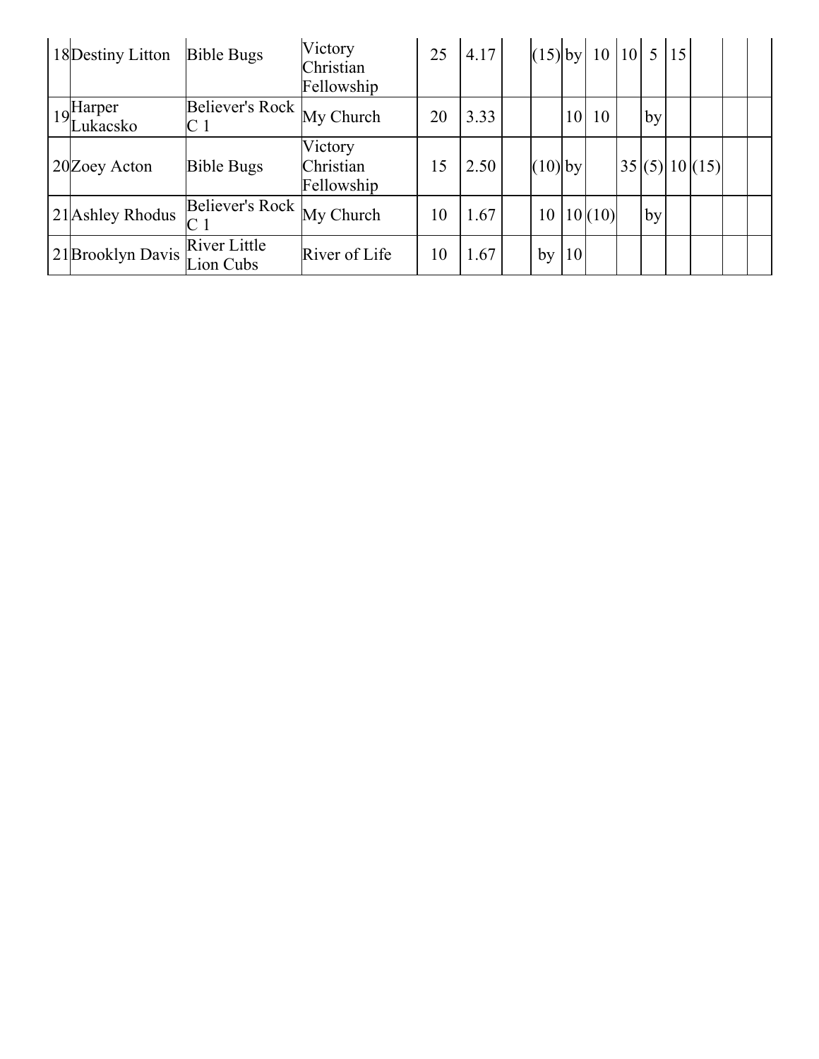| | | | | | | | | | | | | | | | |
|---|---|---|---|---|---|---|---|---|---|---|---|---|---|---|---|
| 18 | Destiny Litton | Bible Bugs | Victory Christian Fellowship | 25 | 4.17 | | (15) | by | 10 | 10 | 5 | 15 | | | |
| 19 | Harper Lukacsko | Believer's Rock C 1 | My Church | 20 | 3.33 | | | 10 | 10 | | by | | | | |
| 20 | Zoey Acton | Bible Bugs | Victory Christian Fellowship | 15 | 2.50 | | (10) | by | | 35 | (5) | 10 | (15) | | |
| 21 | Ashley Rhodus | Believer's Rock C 1 | My Church | 10 | 1.67 | | 10 | 10 | (10) | | by | | | | |
| 21 | Brooklyn Davis | River Little Lion Cubs | River of Life | 10 | 1.67 | | by | 10 | | | | | | | |